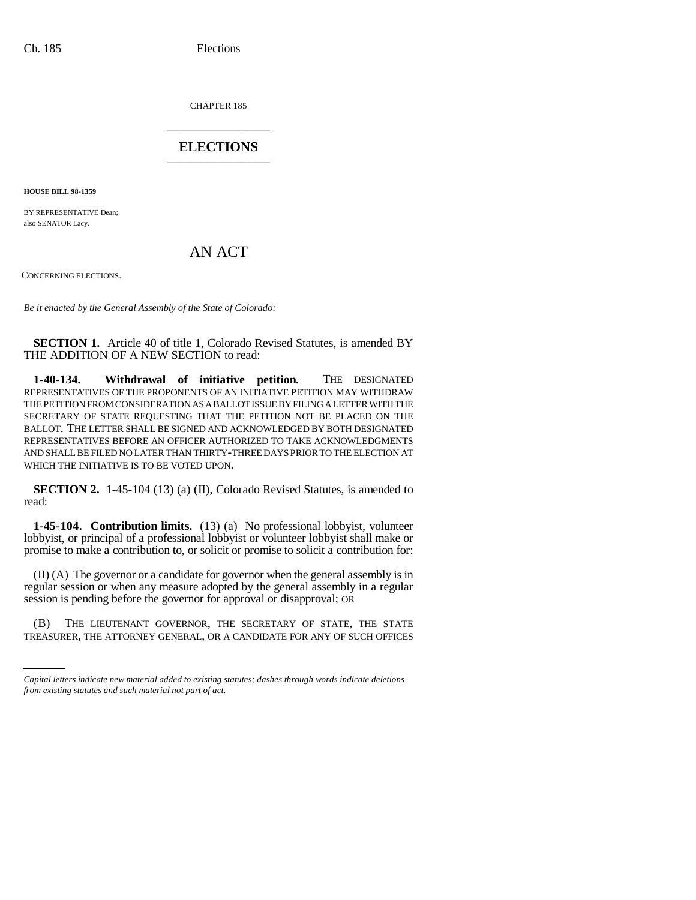CHAPTER 185

# ELECTIONS

**HOUSE BILL 98-1359**

BY REPRESENTATIVE Dean;
also SENATOR Lacy.

## AN ACT

CONCERNING ELECTIONS.

*Be it enacted by the General Assembly of the State of Colorado:*

**SECTION 1.** Article 40 of title 1, Colorado Revised Statutes, is amended BY THE ADDITION OF A NEW SECTION to read:

**1-40-134. Withdrawal of initiative petition.** THE DESIGNATED REPRESENTATIVES OF THE PROPONENTS OF AN INITIATIVE PETITION MAY WITHDRAW THE PETITION FROM CONSIDERATION AS A BALLOT ISSUE BY FILING A LETTER WITH THE SECRETARY OF STATE REQUESTING THAT THE PETITION NOT BE PLACED ON THE BALLOT. THE LETTER SHALL BE SIGNED AND ACKNOWLEDGED BY BOTH DESIGNATED REPRESENTATIVES BEFORE AN OFFICER AUTHORIZED TO TAKE ACKNOWLEDGMENTS AND SHALL BE FILED NO LATER THAN THIRTY-THREE DAYS PRIOR TO THE ELECTION AT WHICH THE INITIATIVE IS TO BE VOTED UPON.

**SECTION 2.** 1-45-104 (13) (a) (II), Colorado Revised Statutes, is amended to read:

**1-45-104. Contribution limits.** (13) (a) No professional lobbyist, volunteer lobbyist, or principal of a professional lobbyist or volunteer lobbyist shall make or promise to make a contribution to, or solicit or promise to solicit a contribution for:

(II) (A) The governor or a candidate for governor when the general assembly is in regular session or when any measure adopted by the general assembly in a regular session is pending before the governor for approval or disapproval; OR

(B) THE LIEUTENANT GOVERNOR, THE SECRETARY OF STATE, THE STATE TREASURER, THE ATTORNEY GENERAL, OR A CANDIDATE FOR ANY OF SUCH OFFICES

*Capital letters indicate new material added to existing statutes; dashes through words indicate deletions from existing statutes and such material not part of act.*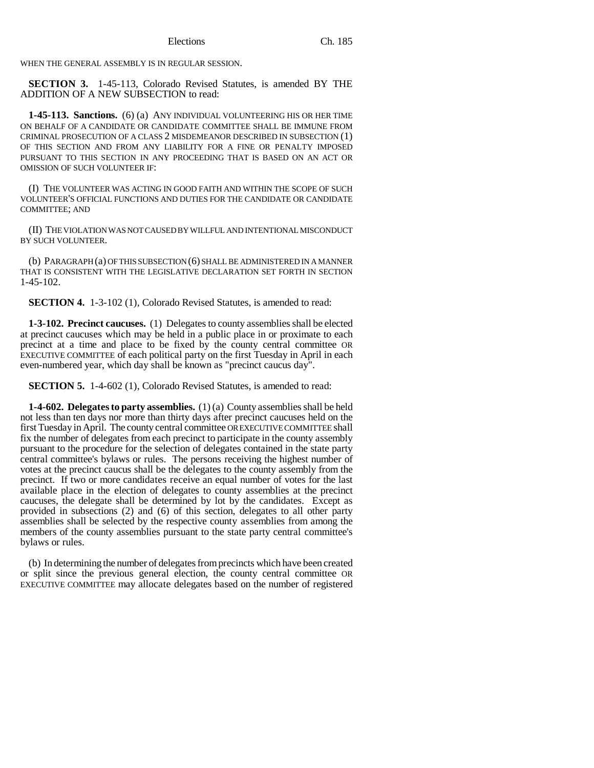WHEN THE GENERAL ASSEMBLY IS IN REGULAR SESSION.

**SECTION 3.** 1-45-113, Colorado Revised Statutes, is amended BY THE ADDITION OF A NEW SUBSECTION to read:

**1-45-113. Sanctions.** (6) (a) ANY INDIVIDUAL VOLUNTEERING HIS OR HER TIME ON BEHALF OF A CANDIDATE OR CANDIDATE COMMITTEE SHALL BE IMMUNE FROM CRIMINAL PROSECUTION OF A CLASS 2 MISDEMEANOR DESCRIBED IN SUBSECTION (1) OF THIS SECTION AND FROM ANY LIABILITY FOR A FINE OR PENALTY IMPOSED PURSUANT TO THIS SECTION IN ANY PROCEEDING THAT IS BASED ON AN ACT OR OMISSION OF SUCH VOLUNTEER IF:

(I) THE VOLUNTEER WAS ACTING IN GOOD FAITH AND WITHIN THE SCOPE OF SUCH VOLUNTEER'S OFFICIAL FUNCTIONS AND DUTIES FOR THE CANDIDATE OR CANDIDATE COMMITTEE; AND

(II) THE VIOLATION WAS NOT CAUSED BY WILLFUL AND INTENTIONAL MISCONDUCT BY SUCH VOLUNTEER.

(b) PARAGRAPH (a) OF THIS SUBSECTION (6) SHALL BE ADMINISTERED IN A MANNER THAT IS CONSISTENT WITH THE LEGISLATIVE DECLARATION SET FORTH IN SECTION 1-45-102.

**SECTION 4.** 1-3-102 (1), Colorado Revised Statutes, is amended to read:

**1-3-102. Precinct caucuses.** (1) Delegates to county assemblies shall be elected at precinct caucuses which may be held in a public place in or proximate to each precinct at a time and place to be fixed by the county central committee OR EXECUTIVE COMMITTEE of each political party on the first Tuesday in April in each even-numbered year, which day shall be known as "precinct caucus day".

**SECTION 5.** 1-4-602 (1), Colorado Revised Statutes, is amended to read:

**1-4-602. Delegates to party assemblies.** (1) (a) County assemblies shall be held not less than ten days nor more than thirty days after precinct caucuses held on the first Tuesday in April. The county central committee OR EXECUTIVE COMMITTEE shall fix the number of delegates from each precinct to participate in the county assembly pursuant to the procedure for the selection of delegates contained in the state party central committee's bylaws or rules. The persons receiving the highest number of votes at the precinct caucus shall be the delegates to the county assembly from the precinct. If two or more candidates receive an equal number of votes for the last available place in the election of delegates to county assemblies at the precinct caucuses, the delegate shall be determined by lot by the candidates. Except as provided in subsections (2) and (6) of this section, delegates to all other party assemblies shall be selected by the respective county assemblies from among the members of the county assemblies pursuant to the state party central committee's bylaws or rules.

(b) In determining the number of delegates from precincts which have been created or split since the previous general election, the county central committee OR EXECUTIVE COMMITTEE may allocate delegates based on the number of registered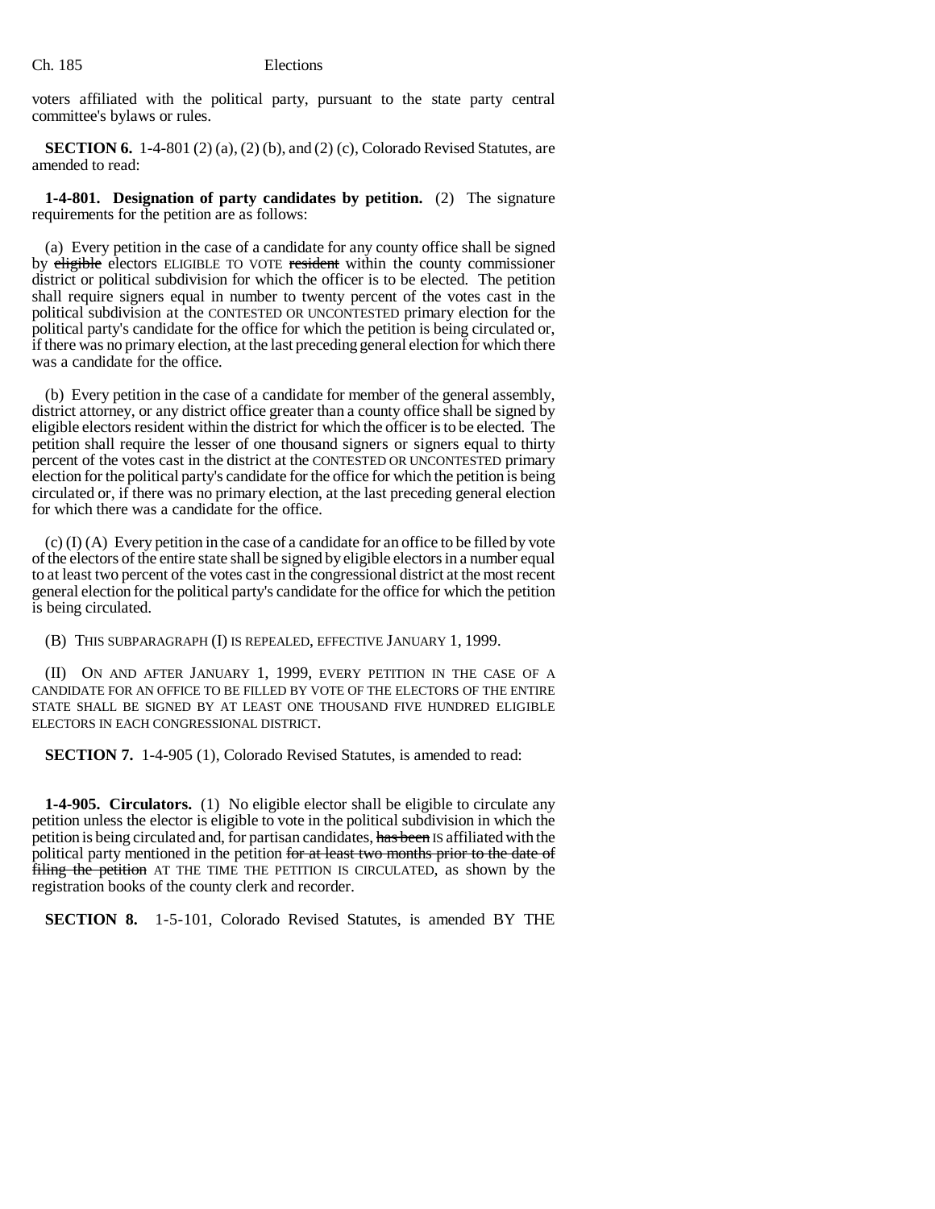voters affiliated with the political party, pursuant to the state party central committee's bylaws or rules.

**SECTION 6.** 1-4-801 (2) (a), (2) (b), and (2) (c), Colorado Revised Statutes, are amended to read:

**1-4-801. Designation of party candidates by petition.** (2) The signature requirements for the petition are as follows:

(a) Every petition in the case of a candidate for any county office shall be signed by ~~eligible~~ electors ELIGIBLE TO VOTE ~~resident~~ within the county commissioner district or political subdivision for which the officer is to be elected. The petition shall require signers equal in number to twenty percent of the votes cast in the political subdivision at the CONTESTED OR UNCONTESTED primary election for the political party's candidate for the office for which the petition is being circulated or, if there was no primary election, at the last preceding general election for which there was a candidate for the office.

(b) Every petition in the case of a candidate for member of the general assembly, district attorney, or any district office greater than a county office shall be signed by eligible electors resident within the district for which the officer is to be elected. The petition shall require the lesser of one thousand signers or signers equal to thirty percent of the votes cast in the district at the CONTESTED OR UNCONTESTED primary election for the political party's candidate for the office for which the petition is being circulated or, if there was no primary election, at the last preceding general election for which there was a candidate for the office.

(c) (I) (A) Every petition in the case of a candidate for an office to be filled by vote of the electors of the entire state shall be signed by eligible electors in a number equal to at least two percent of the votes cast in the congressional district at the most recent general election for the political party's candidate for the office for which the petition is being circulated.

(B) THIS SUBPARAGRAPH (I) IS REPEALED, EFFECTIVE JANUARY 1, 1999.

(II) ON AND AFTER JANUARY 1, 1999, EVERY PETITION IN THE CASE OF A CANDIDATE FOR AN OFFICE TO BE FILLED BY VOTE OF THE ELECTORS OF THE ENTIRE STATE SHALL BE SIGNED BY AT LEAST ONE THOUSAND FIVE HUNDRED ELIGIBLE ELECTORS IN EACH CONGRESSIONAL DISTRICT.

**SECTION 7.** 1-4-905 (1), Colorado Revised Statutes, is amended to read:

**1-4-905. Circulators.** (1) No eligible elector shall be eligible to circulate any petition unless the elector is eligible to vote in the political subdivision in which the petition is being circulated and, for partisan candidates, ~~has been~~ IS affiliated with the political party mentioned in the petition ~~for at least two months prior to the date of filing the petition~~ AT THE TIME THE PETITION IS CIRCULATED, as shown by the registration books of the county clerk and recorder.

**SECTION 8.** 1-5-101, Colorado Revised Statutes, is amended BY THE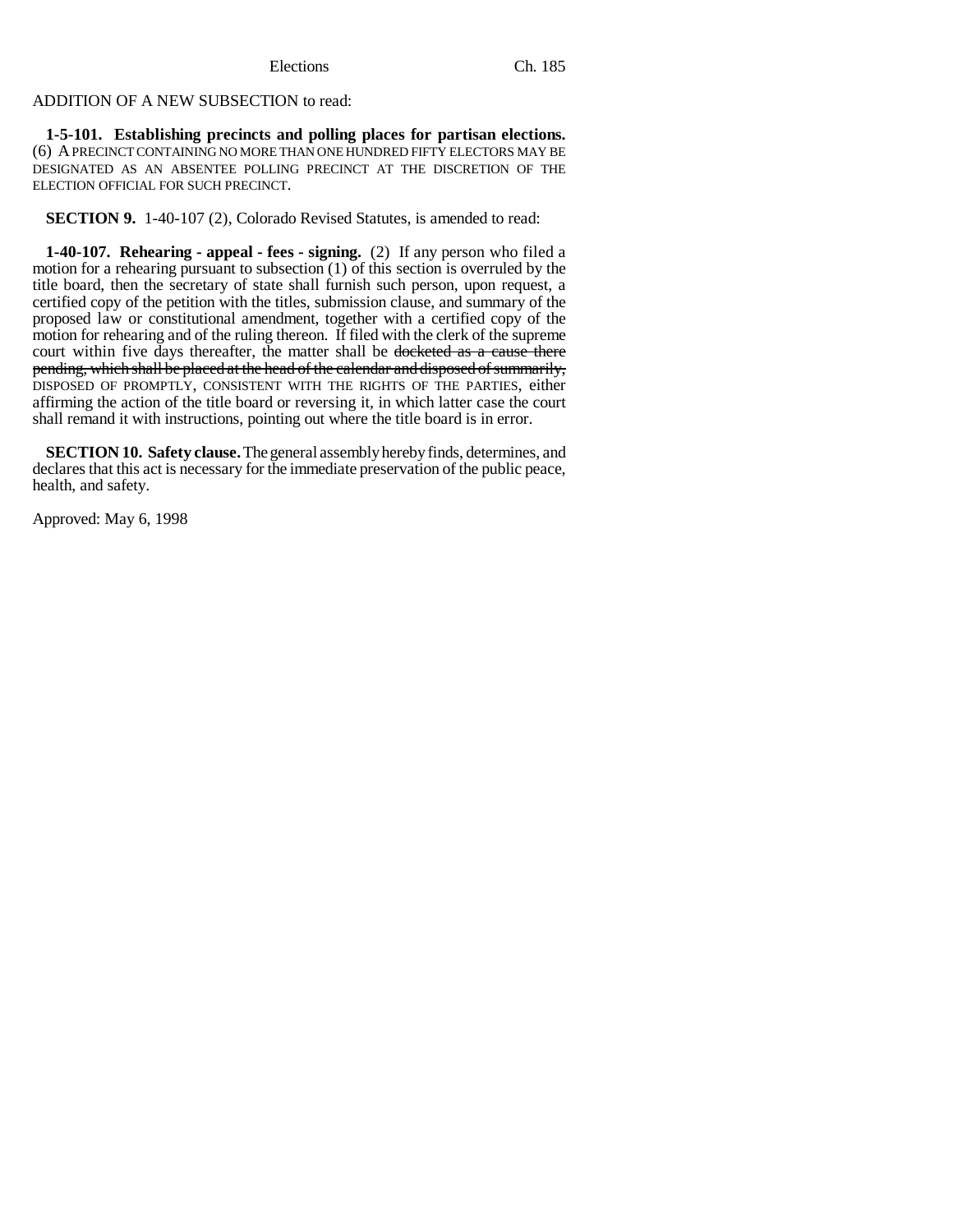ADDITION OF A NEW SUBSECTION to read:

**1-5-101. Establishing precincts and polling places for partisan elections.** (6) A PRECINCT CONTAINING NO MORE THAN ONE HUNDRED FIFTY ELECTORS MAY BE DESIGNATED AS AN ABSENTEE POLLING PRECINCT AT THE DISCRETION OF THE ELECTION OFFICIAL FOR SUCH PRECINCT.

**SECTION 9.** 1-40-107 (2), Colorado Revised Statutes, is amended to read:

**1-40-107. Rehearing - appeal - fees - signing.** (2) If any person who filed a motion for a rehearing pursuant to subsection (1) of this section is overruled by the title board, then the secretary of state shall furnish such person, upon request, a certified copy of the petition with the titles, submission clause, and summary of the proposed law or constitutional amendment, together with a certified copy of the motion for rehearing and of the ruling thereon. If filed with the clerk of the supreme court within five days thereafter, the matter shall be ~~docketed as a cause there pending, which shall be placed at the head of the calendar and disposed of summarily,~~ DISPOSED OF PROMPTLY, CONSISTENT WITH THE RIGHTS OF THE PARTIES, either affirming the action of the title board or reversing it, in which latter case the court shall remand it with instructions, pointing out where the title board is in error.

**SECTION 10. Safety clause.** The general assembly hereby finds, determines, and declares that this act is necessary for the immediate preservation of the public peace, health, and safety.

Approved: May 6, 1998